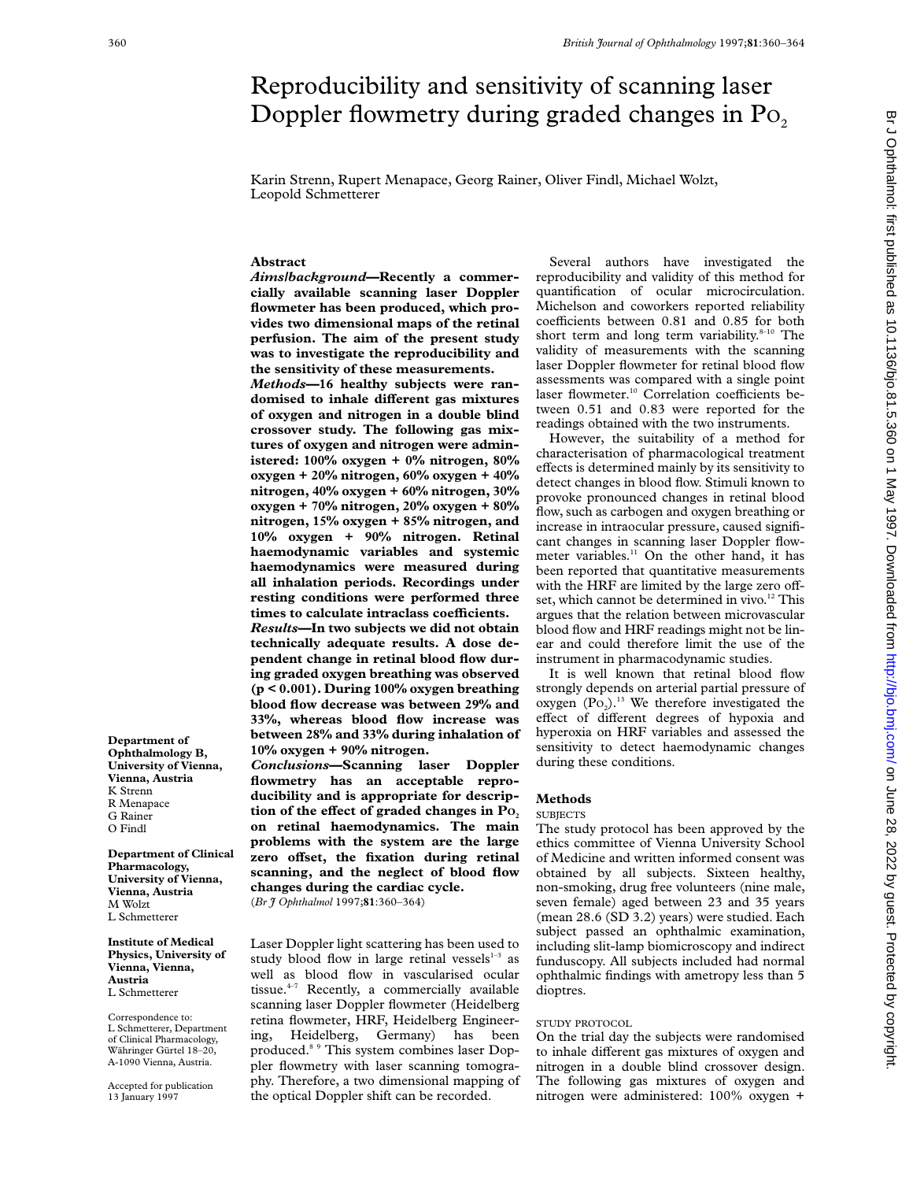# Reproducibility and sensitivity of scanning laser Doppler flowmetry during graded changes in $Po_2$

Karin Strenn, Rupert Menapace, Georg Rainer, Oliver Findl, Michael Wolzt, Leopold Schmetterer

## Abstract

***Aims/background*—Recently a commercially available scanning laser Doppler flowmeter has been produced, which provides two dimensional maps of the retinal perfusion. The aim of the present study was to investigate the reproducibility and the sensitivity of these measurements.**

***Methods*—16 healthy subjects were randomised to inhale different gas mixtures of oxygen and nitrogen in a double blind crossover study. The following gas mixtures of oxygen and nitrogen were administered: 100% oxygen + 0% nitrogen, 80% oxygen + 20% nitrogen, 60% oxygen + 40% nitrogen, 40% oxygen + 60% nitrogen, 30% oxygen + 70% nitrogen, 20% oxygen + 80% nitrogen, 15% oxygen + 85% nitrogen, and 10% oxygen + 90% nitrogen. Retinal haemodynamic variables and systemic haemodynamics were measured during all inhalation periods. Recordings under resting conditions were performed three times to calculate intraclass coefficients.**

***Results*—In two subjects we did not obtain technically adequate results. A dose dependent change in retinal blood flow during graded oxygen breathing was observed ($p < 0.001$). During 100% oxygen breathing blood flow decrease was between 29% and 33%, whereas blood flow increase was between 28% and 33% during inhalation of 10% oxygen + 90% nitrogen.**

***Conclusions*—Scanning laser Doppler flowmetry has an acceptable reproducibility and is appropriate for description of the effect of graded changes in $Po_2$ on retinal haemodynamics. The main problems with the system are the large zero offset, the fixation during retinal scanning, and the neglect of blood flow changes during the cardiac cycle.**

(*Br J Ophthalmol* 1997;**81**:360–364)

Department of Ophthalmology B, University of Vienna, Vienna, Austria
K Strenn
R Menapace
G Rainer
O Findl

Department of Clinical Pharmacology, University of Vienna, Vienna, Austria
M Wolzt
L Schmetterer

Institute of Medical Physics, University of Vienna, Vienna, Austria
L Schmetterer

Correspondence to: L Schmetterer, Department of Clinical Pharmacology, Währinger Gürtel 18–20, A-1090 Vienna, Austria.

Accepted for publication 13 January 1997

Laser Doppler light scattering has been used to study blood flow in large retinal vessels[1–3] as well as blood flow in vascularised ocular tissue.[4–7] Recently, a commercially available scanning laser Doppler flowmeter (Heidelberg retina flowmeter, HRF, Heidelberg Engineering, Heidelberg, Germany) has been produced.[8 9] This system combines laser Doppler flowmetry with laser scanning tomography. Therefore, a two dimensional mapping of the optical Doppler shift can be recorded.

Several authors have investigated the reproducibility and validity of this method for quantification of ocular microcirculation. Michelson and coworkers reported reliability coefficients between 0.81 and 0.85 for both short term and long term variability.[8–10] The validity of measurements with the scanning laser Doppler flowmeter for retinal blood flow assessments was compared with a single point laser flowmeter.[10] Correlation coefficients between 0.51 and 0.83 were reported for the readings obtained with the two instruments.

However, the suitability of a method for characterisation of pharmacological treatment effects is determined mainly by its sensitivity to detect changes in blood flow. Stimuli known to provoke pronounced changes in retinal blood flow, such as carbogen and oxygen breathing or increase in intraocular pressure, caused significant changes in scanning laser Doppler flowmeter variables.[11] On the other hand, it has been reported that quantitative measurements with the HRF are limited by the large zero offset, which cannot be determined in vivo.[12] This argues that the relation between microvascular blood flow and HRF readings might not be linear and could therefore limit the use of the instrument in pharmacodynamic studies.

It is well known that retinal blood flow strongly depends on arterial partial pressure of oxygen ($Po_2$).[13] We therefore investigated the effect of different degrees of hypoxia and hyperoxia on HRF variables and assessed the sensitivity to detect haemodynamic changes during these conditions.

## Methods

### SUBJECTS

The study protocol has been approved by the ethics committee of Vienna University School of Medicine and written informed consent was obtained by all subjects. Sixteen healthy, non-smoking, drug free volunteers (nine male, seven female) aged between 23 and 35 years (mean 28.6 (SD 3.2) years) were studied. Each subject passed an ophthalmic examination, including slit-lamp biomicroscopy and indirect funduscopy. All subjects included had normal ophthalmic findings with ametropy less than 5 dioptres.

### STUDY PROTOCOL

On the trial day the subjects were randomised to inhale different gas mixtures of oxygen and nitrogen in a double blind crossover design. The following gas mixtures of oxygen and nitrogen were administered: 100% oxygen +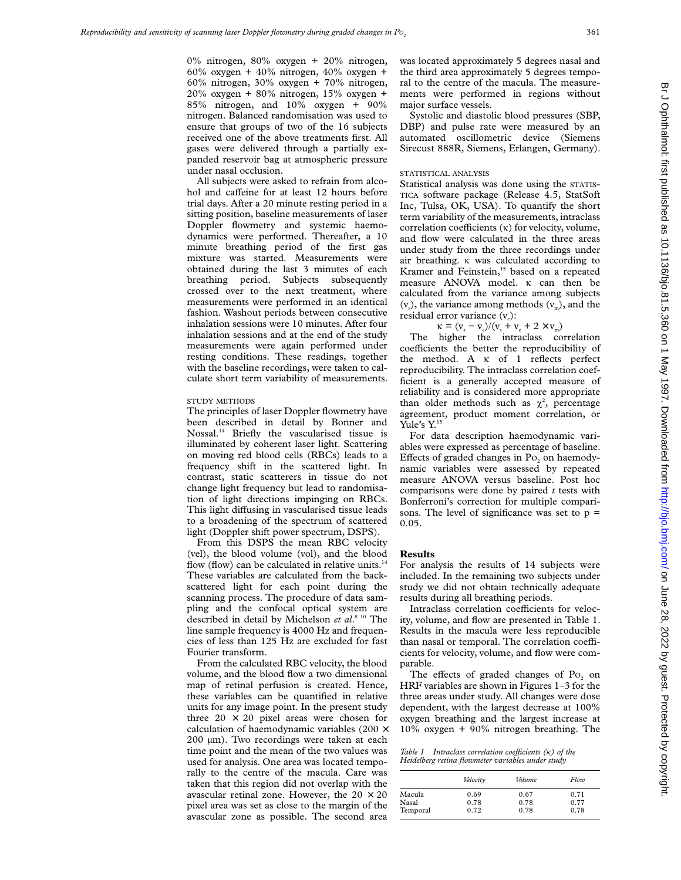0% nitrogen, 80% oxygen + 20% nitrogen, 60% oxygen + 40% nitrogen, 40% oxygen + 60% nitrogen, 30% oxygen + 70% nitrogen, 20% oxygen + 80% nitrogen, 15% oxygen + 85% nitrogen, and 10% oxygen + 90% nitrogen. Balanced randomisation was used to ensure that groups of two of the 16 subjects received one of the above treatments first. All gases were delivered through a partially expanded reservoir bag at atmospheric pressure under nasal occlusion.

All subjects were asked to refrain from alcohol and caffeine for at least 12 hours before trial days. After a 20 minute resting period in a sitting position, baseline measurements of laser Doppler flowmetry and systemic haemodynamics were performed. Thereafter, a 10 minute breathing period of the first gas mixture was started. Measurements were obtained during the last 3 minutes of each breathing period. Subjects subsequently crossed over to the next treatment, where measurements were performed in an identical fashion. Washout periods between consecutive inhalation sessions were 10 minutes. After four inhalation sessions and at the end of the study measurements were again performed under resting conditions. These readings, together with the baseline recordings, were taken to calculate short term variability of measurements.

### STUDY METHODS

The principles of laser Doppler flowmetry have been described in detail by Bonner and Nossal.[14] Briefly the vascularised tissue is illuminated by coherent laser light. Scattering on moving red blood cells (RBCs) leads to a frequency shift in the scattered light. In contrast, static scatterers in tissue do not change light frequency but lead to randomisation of light directions impinging on RBCs. This light diffusing in vascularised tissue leads to a broadening of the spectrum of scattered light (Doppler shift power spectrum, DSPS).

From this DSPS the mean RBC velocity (vel), the blood volume (vol), and the blood flow (flow) can be calculated in relative units.[14] These variables are calculated from the backscattered light for each point during the scanning process. The procedure of data sampling and the confocal optical system are described in detail by Michelson *et al*.[8,10] The line sample frequency is 4000 Hz and frequencies of less than 125 Hz are excluded for fast Fourier transform.

From the calculated RBC velocity, the blood volume, and the blood flow a two dimensional map of retinal perfusion is created. Hence, these variables can be quantified in relative units for any image point. In the present study three $20 \times 20$ pixel areas were chosen for calculation of haemodynamic variables ($200 \times 200$ μm). Two recordings were taken at each time point and the mean of the two values was used for analysis. One area was located temporally to the centre of the macula. Care was taken that this region did not overlap with the avascular retinal zone. However, the $20 \times 20$ pixel area was set as close to the margin of the avascular zone as possible. The second area was located approximately 5 degrees nasal and the third area approximately 5 degrees temporal to the centre of the macula. The measurements were performed in regions without major surface vessels.

Systolic and diastolic blood pressures (SBP, DBP) and pulse rate were measured by an automated oscillometric device (Siemens Sirecust 888R, Siemens, Erlangen, Germany).

### STATISTICAL ANALYSIS

Statistical analysis was done using the STATISTICA software package (Release 4.5, StatSoft Inc, Tulsa, OK, USA). To quantify the short term variability of the measurements, intraclass correlation coefficients (κ) for velocity, volume, and flow were calculated in the three areas under study from the three recordings under air breathing. κ was calculated according to Kramer and Feinstein,[15] based on a repeated measure ANOVA model. κ can then be calculated from the variance among subjects ($v_s$), the variance among methods ($v_m$), and the residual error variance ($v_e$):

$$\kappa = (v_s - v_e)/(v_s + v_e + 2 \times v_m)$$

The higher the intraclass correlation coefficients the better the reproducibility of the method. A κ of 1 reflects perfect reproducibility. The intraclass correlation coefficient is a generally accepted measure of reliability and is considered more appropriate than older methods such as $\chi^2$, percentage agreement, product moment correlation, or Yule's Y.[15]

For data description haemodynamic variables were expressed as percentage of baseline. Effects of graded changes in $Po_2$ on haemodynamic variables were assessed by repeated measure ANOVA versus baseline. Post hoc comparisons were done by paired *t* tests with Bonferroni's correction for multiple comparisons. The level of significance was set to $p = 0.05$.

## Results

For analysis the results of 14 subjects were included. In the remaining two subjects under study we did not obtain technically adequate results during all breathing periods.

Intraclass correlation coefficients for velocity, volume, and flow are presented in Table 1. Results in the macula were less reproducible than nasal or temporal. The correlation coefficients for velocity, volume, and flow were comparable.

The effects of graded changes of $Po_2$ on HRF variables are shown in Figures 1–3 for the three areas under study. All changes were dose dependent, with the largest decrease at 100% oxygen breathing and the largest increase at 10% oxygen + 90% nitrogen breathing. The

*Table 1 Intraclass correlation coefficients (κ) of the Heidelberg retina flowmeter variables under study*

| | *Velocity* | *Volume* | *Flow* |
|---|---|---|---|
| Macula | 0.69 | 0.67 | 0.71 |
| Nasal | 0.78 | 0.78 | 0.77 |
| Temporal | 0.72 | 0.78 | 0.78 |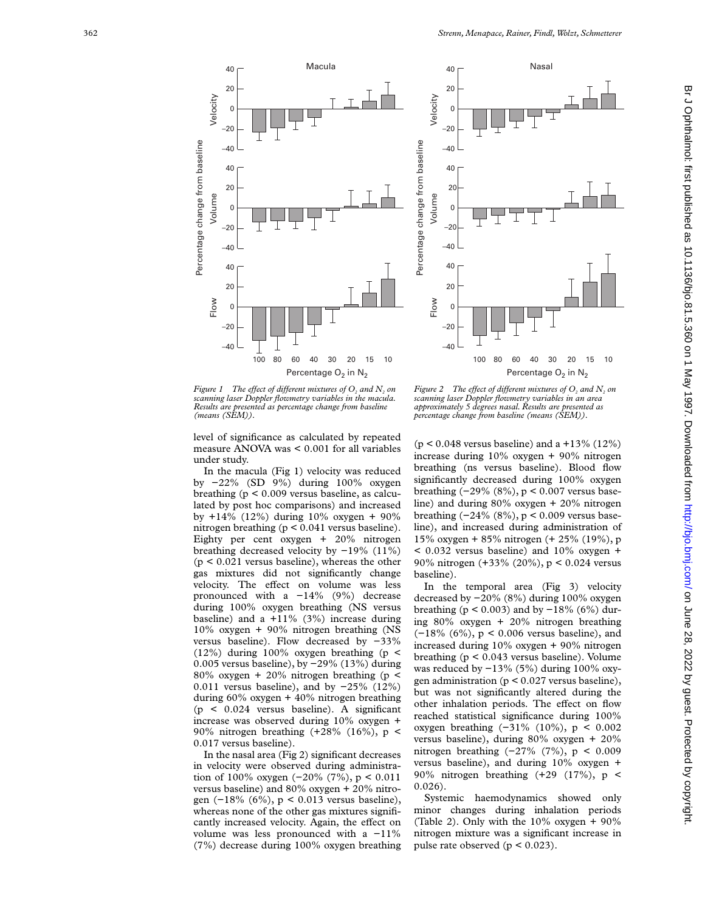*Figure 1 The effect of different mixtures of $O_2$ and $N_2$ on scanning laser Doppler flowmetry variables in the macula. Results are presented as percentage change from baseline (means (SEM)).*

*Figure 2 The effect of different mixtures of $O_2$ and $N_2$ on scanning laser Doppler flowmetry variables in an area approximately 5 degrees nasal. Results are presented as percentage change from baseline (means (SEM)).*

level of significance as calculated by repeated measure ANOVA was < 0.001 for all variables under study.

In the macula (Fig 1) velocity was reduced by −22% (SD 9%) during 100% oxygen breathing ($p < 0.009$ versus baseline, as calculated by post hoc comparisons) and increased by +14% (12%) during 10% oxygen + 90% nitrogen breathing ($p < 0.041$ versus baseline). Eighty per cent oxygen + 20% nitrogen breathing decreased velocity by −19% (11%) ($p < 0.021$ versus baseline), whereas the other gas mixtures did not significantly change velocity. The effect on volume was less pronounced with a −14% (9%) decrease during 100% oxygen breathing (NS versus baseline) and a +11% (3%) increase during 10% oxygen + 90% nitrogen breathing (NS versus baseline). Flow decreased by −33% (12%) during 100% oxygen breathing ($p < 0.005$ versus baseline), by −29% (13%) during 80% oxygen + 20% nitrogen breathing ($p < 0.011$ versus baseline), and by −25% (12%) during 60% oxygen + 40% nitrogen breathing ($p < 0.024$ versus baseline). A significant increase was observed during 10% oxygen + 90% nitrogen breathing (+28% (16%), $p < 0.017$ versus baseline).

In the nasal area (Fig 2) significant decreases in velocity were observed during administration of 100% oxygen (−20% (7%), $p < 0.011$ versus baseline) and 80% oxygen + 20% nitrogen (−18% (6%), $p < 0.013$ versus baseline), whereas none of the other gas mixtures significantly increased velocity. Again, the effect on volume was less pronounced with a −11% (7%) decrease during 100% oxygen breathing ($p < 0.048$ versus baseline) and a +13% (12%) increase during 10% oxygen + 90% nitrogen breathing (ns versus baseline). Blood flow significantly decreased during 100% oxygen breathing (−29% (8%), $p < 0.007$ versus baseline) and during 80% oxygen + 20% nitrogen breathing (−24% (8%), $p < 0.009$ versus baseline), and increased during administration of 15% oxygen + 85% nitrogen (+ 25% (19%), $p < 0.032$ versus baseline) and 10% oxygen + 90% nitrogen (+33% (20%), $p < 0.024$ versus baseline).

In the temporal area (Fig 3) velocity decreased by −20% (8%) during 100% oxygen breathing ($p < 0.003$) and by −18% (6%) during 80% oxygen + 20% nitrogen breathing (−18% (6%), $p < 0.006$ versus baseline), and increased during 10% oxygen + 90% nitrogen breathing ($p < 0.043$ versus baseline). Volume was reduced by −13% (5%) during 100% oxygen administration ($p < 0.027$ versus baseline), but was not significantly altered during the other inhalation periods. The effect on flow reached statistical significance during 100% oxygen breathing (−31% (10%), $p < 0.002$ versus baseline), during 80% oxygen + 20% nitrogen breathing (−27% (7%), $p < 0.009$ versus baseline), and during 10% oxygen + 90% nitrogen breathing (+29 (17%), $p < 0.026$).

Systemic haemodynamics showed only minor changes during inhalation periods (Table 2). Only with the 10% oxygen + 90% nitrogen mixture was a significant increase in pulse rate observed ($p < 0.023$).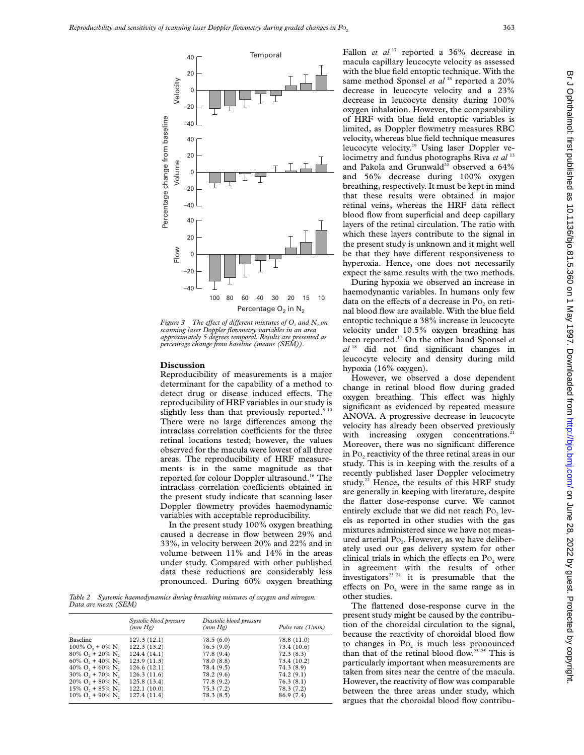*Figure 3 The effect of different mixtures of $O_2$ and $N_2$ on scanning laser Doppler flowmetry variables in an area approximately 5 degrees temporal. Results are presented as percentage change from baseline (means (SEM)).*

## Discussion

Reproducibility of measurements is a major determinant for the capability of a method to detect drug or disease induced effects. The reproducibility of HRF variables in our study is slightly less than that previously reported.[8 10] There were no large differences among the intraclass correlation coefficients for the three retinal locations tested; however, the values observed for the macula were lowest of all three areas. The reproducibility of HRF measurements is in the same magnitude as that reported for colour Doppler ultrasound.[16] The intraclass correlation coefficients obtained in the present study indicate that scanning laser Doppler flowmetry provides haemodynamic variables with acceptable reproducibility.

In the present study 100% oxygen breathing caused a decrease in flow between 29% and 33%, in velocity between 20% and 22% and in volume between 11% and 14% in the areas under study. Compared with other published data these reductions are considerably less pronounced. During 60% oxygen breathing Fallon *et al*[17] reported a 36% decrease in macula capillary leucocyte velocity as assessed with the blue field entoptic technique. With the same method Sponsel *et al*[18] reported a 20% decrease in leucocyte velocity and a 23% decrease in leucocyte density during 100% oxygen inhalation. However, the comparability of HRF with blue field entoptic variables is limited, as Doppler flowmetry measures RBC velocity, whereas blue field technique measures leucocyte velocity.[19] Using laser Doppler velocimetry and fundus photographs Riva *et al*[13] and Pakola and Grunwald[20] observed a 64% and 56% decrease during 100% oxygen breathing, respectively. It must be kept in mind that these results were obtained in major retinal veins, whereas the HRF data reflect blood flow from superficial and deep capillary layers of the retinal circulation. The ratio with which these layers contribute to the signal in the present study is unknown and it might well be that they have different responsiveness to hyperoxia. Hence, one does not necessarily expect the same results with the two methods.

During hypoxia we observed an increase in haemodynamic variables. In humans only few data on the effects of a decrease in $Po_2$ on retinal blood flow are available. With the blue field entoptic technique a 38% increase in leucocyte velocity under 10.5% oxygen breathing has been reported.[17] On the other hand Sponsel *et al*[18] did not find significant changes in leucocyte velocity and density during mild hypoxia (16% oxygen).

However, we observed a dose dependent change in retinal blood flow during graded oxygen breathing. This effect was highly significant as evidenced by repeated measure ANOVA. A progressive decrease in leucocyte velocity has already been observed previously with increasing oxygen concentrations.[21] Moreover, there was no significant difference in $Po_2$ reactivity of the three retinal areas in our study. This is in keeping with the results of a recently published laser Doppler velocimetry study.[22] Hence, the results of this HRF study are generally in keeping with literature, despite the flatter dose-response curve. We cannot entirely exclude that we did not reach $Po_2$ levels as reported in other studies with the gas mixtures administered since we have not measured arterial $Po_2$. However, as we have deliberately used our gas delivery system for other clinical trials in which the effects on $Po_2$ were in agreement with the results of other investigators[23 24] it is presumable that the effects on $Po_2$ were in the same range as in other studies.

The flattened dose-response curve in the present study might be caused by the contribution of the choroidal circulation to the signal, because the reactivity of choroidal blood flow to changes in $Po_2$ is much less pronounced than that of the retinal blood flow.[23–25] This is particularly important when measurements are taken from sites near the centre of the macula. However, the reactivity of flow was comparable between the three areas under study, which argues that the choroidal blood flow contribu-

*Table 2 Systemic haemodynamics during breathing mixtures of oxygen and nitrogen. Data are mean (SEM)*

| | Systolic blood pressure (mm Hg) | Diastolic blood pressure (mm Hg) | Pulse rate (1/min) |
|---|---|---|---|
| Baseline | 127.3 (12.1) | 78.5 (6.0) | 78.8 (11.0) |
| 100% $O_2$ + 0% $N_2$ | 122.3 (13.2) | 76.5 (9.0) | 73.4 (10.6) |
| 80% $O_2$ + 20% $N_2$ | 124.4 (14.1) | 77.8 (9.4) | 72.3 (8.3) |
| 60% $O_2$ + 40% $N_2$ | 123.9 (11.3) | 78.0 (8.8) | 73.4 (10.2) |
| 40% $O_2$ + 60% $N_2$ | 126.6 (12.1) | 78.4 (9.5) | 74.3 (8.9) |
| 30% $O_2$ + 70% $N_2$ | 126.3 (11.6) | 78.2 (9.6) | 74.2 (9.1) |
| 20% $O_2$ + 80% $N_2$ | 125.8 (13.4) | 77.8 (9.2) | 76.3 (8.1) |
| 15% $O_2$ + 85% $N_2$ | 122.1 (10.0) | 75.3 (7.2) | 78.3 (7.2) |
| 10% $O_2$ + 90% $N_2$ | 127.4 (11.4) | 78.3 (8.5) | 86.9 (7.4) |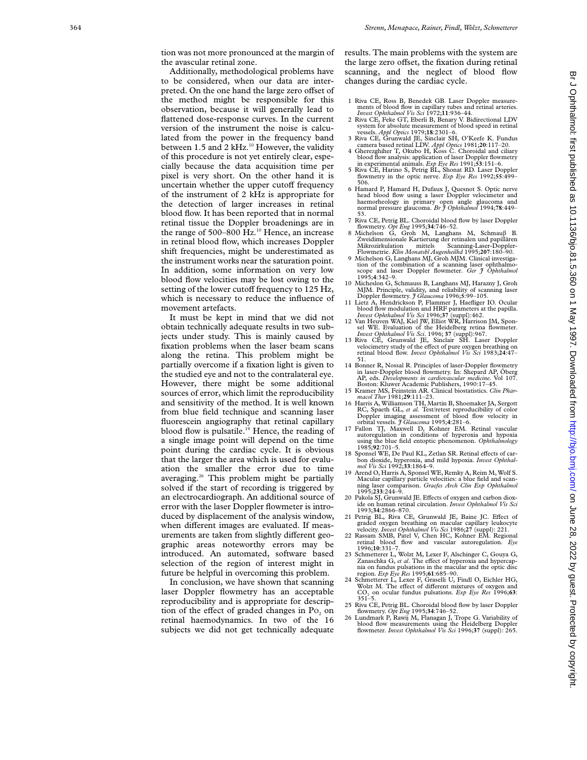tion was not more pronounced at the margin of the avascular retinal zone.

Additionally, methodological problems have to be considered, when our data are interpreted. On the one hand the large zero offset of the method might be responsible for this observation, because it will generally lead to flattened dose-response curves. In the current version of the instrument the noise is calculated from the power in the frequency band between 1.5 and 2 kHz.[10] However, the validity of this procedure is not yet entirely clear, especially because the data acquisition time per pixel is very short. On the other hand it is uncertain whether the upper cutoff frequency of the instrument of 2 kHz is appropriate for the detection of larger increases in retinal blood flow. It has been reported that in normal retinal tissue the Doppler broadenings are in the range of 500–800 Hz.[10] Hence, an increase in retinal blood flow, which increases Doppler shift frequencies, might be underestimated as the instrument works near the saturation point. In addition, some information on very low blood flow velocities may be lost owing to the setting of the lower cutoff frequency to 125 Hz, which is necessary to reduce the influence of movement artefacts.

It must be kept in mind that we did not obtain technically adequate results in two subjects under study. This is mainly caused by fixation problems when the laser beam scans along the retina. This problem might be partially overcome if a fixation light is given to the studied eye and not to the contralateral eye. However, there might be some additional sources of error, which limit the reproducibility and sensitivity of the method. It is well known from blue field technique and scanning laser fluorescein angiography that retinal capillary blood flow is pulsatile.[19] Hence, the reading of a single image point will depend on the time point during the cardiac cycle. It is obvious that the larger the area which is used for evaluation the smaller the error due to time averaging.[26] This problem might be partially solved if the start of recording is triggered by an electrocardiograph. An additional source of error with the laser Doppler flowmeter is introduced by displacement of the analysis window, when different images are evaluated. If measurements are taken from slightly different geographic areas noteworthy errors may be introduced. An automated, software based selection of the region of interest might in future be helpful in overcoming this problem.

In conclusion, we have shown that scanning laser Doppler flowmetry has an acceptable reproducibility and is appropriate for description of the effect of graded changes in $Po_2$ on retinal haemodynamics. In two of the 16 subjects we did not get technically adequate results. The main problems with the system are the large zero offset, the fixation during retinal scanning, and the neglect of blood flow changes during the cardiac cycle.

1. Riva CE, Ross B, Benedek GB. Laser Doppler measurements of blood flow in capillary tubes and retinal arteries. *Invest Ophthalmol Vis Sci* 1972;**11**:936–44.
2. Riva CE, Feke GT, Eberli B, Benary V. Bidirectional LDV system for absolute measurement of blood speed in retinal vessels. *Appl Optics* 1979;**18**:2301–6.
3. Riva CE, Grunwald JE, Sinclair SH, O'Keefe K. Fundus camera based retinal LDV. *Appl Optics* 1981;**20**:117–20.
4. Gherezghiher T, Okubo H, Koss C. Choroidal and ciliary blood flow analysis: application of laser Doppler flowmetry in experimental animals. *Exp Eye Res* 1991;**53**:151–6.
5. Riva CE, Harino S, Petrig BL, Shonat RD. Laser Doppler flowmetry in the optic nerve. *Exp Eye Res* 1992;**55**:499–506.
6. Hamard P, Hamard H, Dufaux J, Quesnot S. Optic nerve head blood flow using a laser Doppler velocimeter and haemorheology in primary open angle glaucoma and normal pressure glaucoma. *Br J Ophthalmol* 1994;**78**:449–53.
7. Riva CE, Petrig BL. Choroidal blood flow by laser Doppler flowmetry. *Opt Eng* 1995;**34**:746–52.
8. Michelson G, Groh M, Langhans M, Schmauβ B. Zweidimensionale Kartierung der retinalen und papillären Mikrozirkulation mittels Scanning-Laser-Doppler-Flowmetrie. *Klin Monatsbl Augenheilkd* 1995;**207**:180–90.
9. Michelson G, Langhans MJ, Groh MJM. Clinical investigation of the combination of a scanning laser ophthalmoscope and laser Doppler flowmeter. *Ger J Ophthalmol* 1995;**4**:342–9.
10. Micheslon G, Schmauss B, Langhans MJ, Harazny J, Groh MJM. Principle, validity, and reliability of scanning laser Doppler flowmetry. *J Glaucoma* 1996;**5**:99–105.
11. Lietz A, Hendrickson P, Flammer J, Haefliger IO. Ocular blood flow modulation and HRF parameters at the papilla. *Invest Ophthalmol Vis Sci* 1996;**37** (suppl):462.
12. Van Heuven WAJ, Kiel JW, Elliot WR, Harrison JM, Sponsel WE. Evaluation of the Heidelberg retina flowmeter. *Invest Ophthalmol Vis Sci*. 1996; **37** (suppl):967.
13. Riva CE, Grunwald JE, Sinclair SH. Laser Doppler velocimetry study of the effect of pure oxygen breathing on retinal blood flow. *Invest Ophthalmol Vis Sci* 1983;**24**:47–51.
14. Bonner R, Nossal R. Principles of laser-Doppler flowmetry in laser-Doppler blood flowmetry. In: Shepard AP, Öberg AP, eds. *Developments in cardiovascular medicine*. Vol 107. Boston: Kluwer Academic Publishers, 1990:17–45.
15. Kramer MS, Feinstein AR. Clinical biostatistics. *Clin Pharmacol Ther* 1981;**29**:111–23.
16. Harris A, Williamson TH, Martin B, Shoemaker JA, Sergott RC, Spaeth GL, *et al.* Test/retest reproducibility of color Doppler imaging assessment of blood flow velocity in orbital vessels. *J Glaucoma* 1995;**4**:281–6.
17. Fallon TJ, Maxwell D, Kohner EM. Retinal vascular autoregulation in conditions of hyperoxia and hypoxia using the blue field entoptic phenomenon. *Ophthalmology* 1985;**92**:701–5.
18. Sponsel WE, De Paul KL, Zetlan SR. Retinal effects of carbon dioxide, hyperoxia, and mild hypoxia. *Invest Ophthalmol Vis Sci* 1992;**33**:1864–9.
19. Arend O, Harris A, Sponsel WE, Remky A, Reim M, Wolf S. Macular capillary particle velocities: a blue field and scanning laser comparison. *Graefes Arch Clin Exp Ophthalmol* 1995;**233**:244–9.
20. Pakola SJ, Grunwald JE. Effects of oxygen and carbon dioxide on human retinal circulation. *Invest Ophthalmol Vis Sci* 1993;**34**:2866–870.
21. Petrig BL, Riva CE, Grunwald JE, Baine JC. Effect of graded oxygen breathing on macular capillary leukocyte velocity. *Invest Ophthalmol Vis Sci* 1986;**27** (suppl): 221.
22. Rassam SMB, Patel V, Chen HC, Kohner EM. Regional retinal blood flow and vascular autoregulation. *Eye* 1996;**10**:331–7.
23. Schmetterer L, Wolzt M, Lexer F, Alschinger C, Gouya G, Zanaschka G, *et al.* The effect of hyperoxia and hypercapnia on fundus pulsations in the macular and the optic disc region. *Exp Eye Res* 1995;**61**:685–90.
24. Schmetterer L, Lexer F, Graselli U, Findl O, Eichler HG, Wolzt M. The effect of different mixtures of oxygen and $CO_2$ on ocular fundus pulsations. *Exp Eye Res* 1996;**63**: 351–5.
25. Riva CE, Petrig BL. Choroidal blood flow by laser Doppler flowmetry. *Opt Eng* 1995;**34**:746–52.
26. Lundmark P, Rawij M, Flanagan J, Trope G. Variability of blood flow measurements using the Heidelberg Doppler flowmeter. *Invest Ophthalmol Vis Sci* 1996;**37** (suppl): 265.